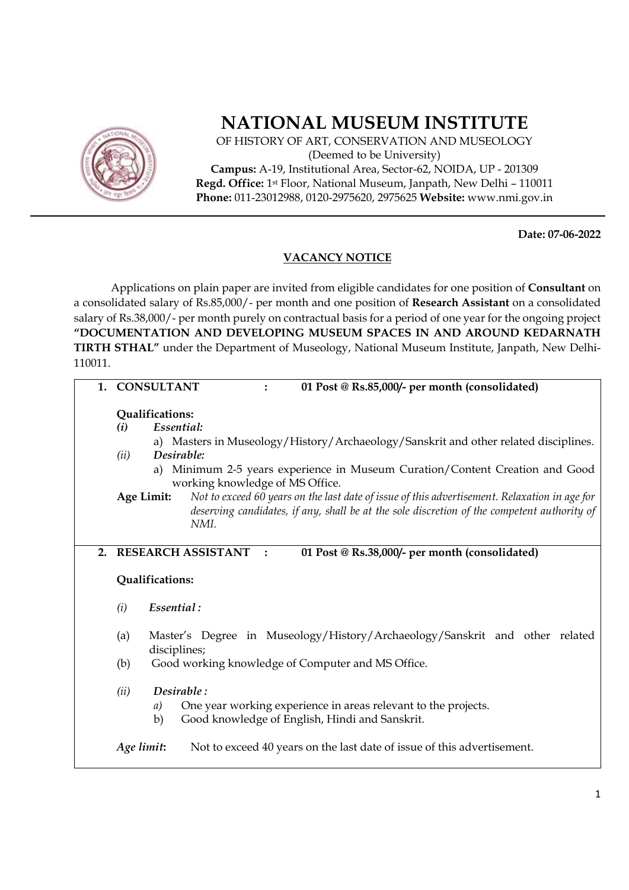# NATIONAL MUSEUM INSTITUTE

OF HISTORY OF ART, CONSERVATION AND MUSEOLOGY
(Deemed to be University)
**Campus:** A-19, Institutional Area, Sector-62, NOIDA, UP - 201309
**Regd. Office:** 1st Floor, National Museum, Janpath, New Delhi – 110011
**Phone:** 011-23012988, 0120-2975620, 2975625 **Website:** www.nmi.gov.in

---

**Date: 07-06-2022**

## VACANCY NOTICE

Applications on plain paper are invited from eligible candidates for one position of **Consultant** on a consolidated salary of Rs.85,000/- per month and one position of **Research Assistant** on a consolidated salary of Rs.38,000/- per month purely on contractual basis for a period of one year for the ongoing project **"DOCUMENTATION AND DEVELOPING MUSEUM SPACES IN AND AROUND KEDARNATH TIRTH STHAL"** under the Department of Museology, National Museum Institute, Janpath, New Delhi-110011.

**1. CONSULTANT : 01 Post @ Rs.85,000/- per month (consolidated)**

**Qualifications:**

*(i) Essential:*

a) Masters in Museology/History/Archaeology/Sanskrit and other related disciplines.

*(ii) Desirable:*

a) Minimum 2-5 years experience in Museum Curation/Content Creation and Good working knowledge of MS Office.

**Age Limit:** *Not to exceed 60 years on the last date of issue of this advertisement. Relaxation in age for deserving candidates, if any, shall be at the sole discretion of the competent authority of NMI.*

**2. RESEARCH ASSISTANT : 01 Post @ Rs.38,000/- per month (consolidated)**

**Qualifications:**

*(i) Essential :*

(a) Master's Degree in Museology/History/Archaeology/Sanskrit and other related disciplines;

(b) Good working knowledge of Computer and MS Office.

*(ii) Desirable :*

a) One year working experience in areas relevant to the projects.

b) Good knowledge of English, Hindi and Sanskrit.

***Age limit*:** Not to exceed 40 years on the last date of issue of this advertisement.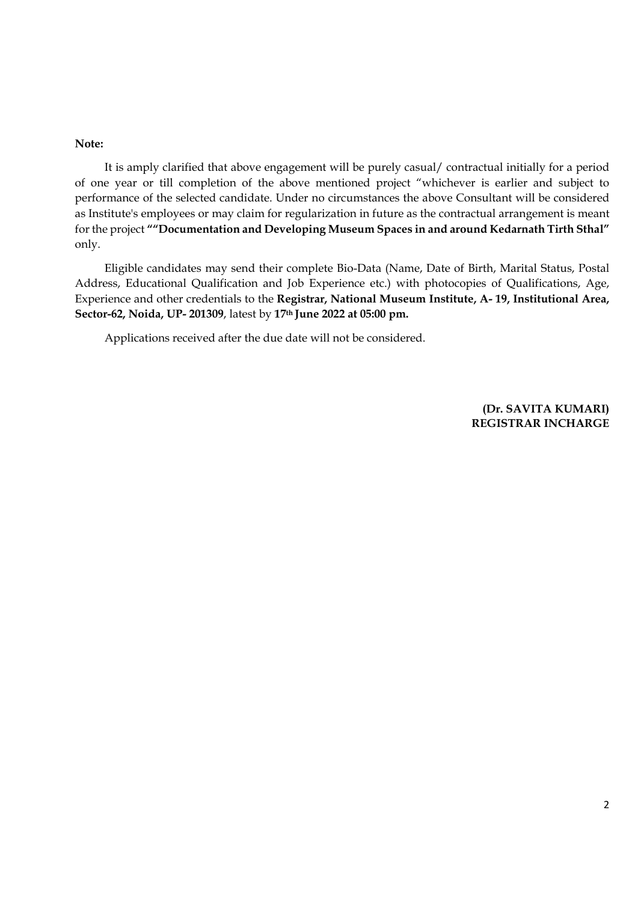**Note:**

It is amply clarified that above engagement will be purely casual/ contractual initially for a period of one year or till completion of the above mentioned project "whichever is earlier and subject to performance of the selected candidate. Under no circumstances the above Consultant will be considered as Institute's employees or may claim for regularization in future as the contractual arrangement is meant for the project **""Documentation and Developing Museum Spaces in and around Kedarnath Tirth Sthal"** only.

Eligible candidates may send their complete Bio-Data (Name, Date of Birth, Marital Status, Postal Address, Educational Qualification and Job Experience etc.) with photocopies of Qualifications, Age, Experience and other credentials to the **Registrar, National Museum Institute, A- 19, Institutional Area, Sector-62, Noida, UP- 201309**, latest by **17th June 2022 at 05:00 pm.**

Applications received after the due date will not be considered.

**(Dr. SAVITA KUMARI)**
**REGISTRAR INCHARGE**